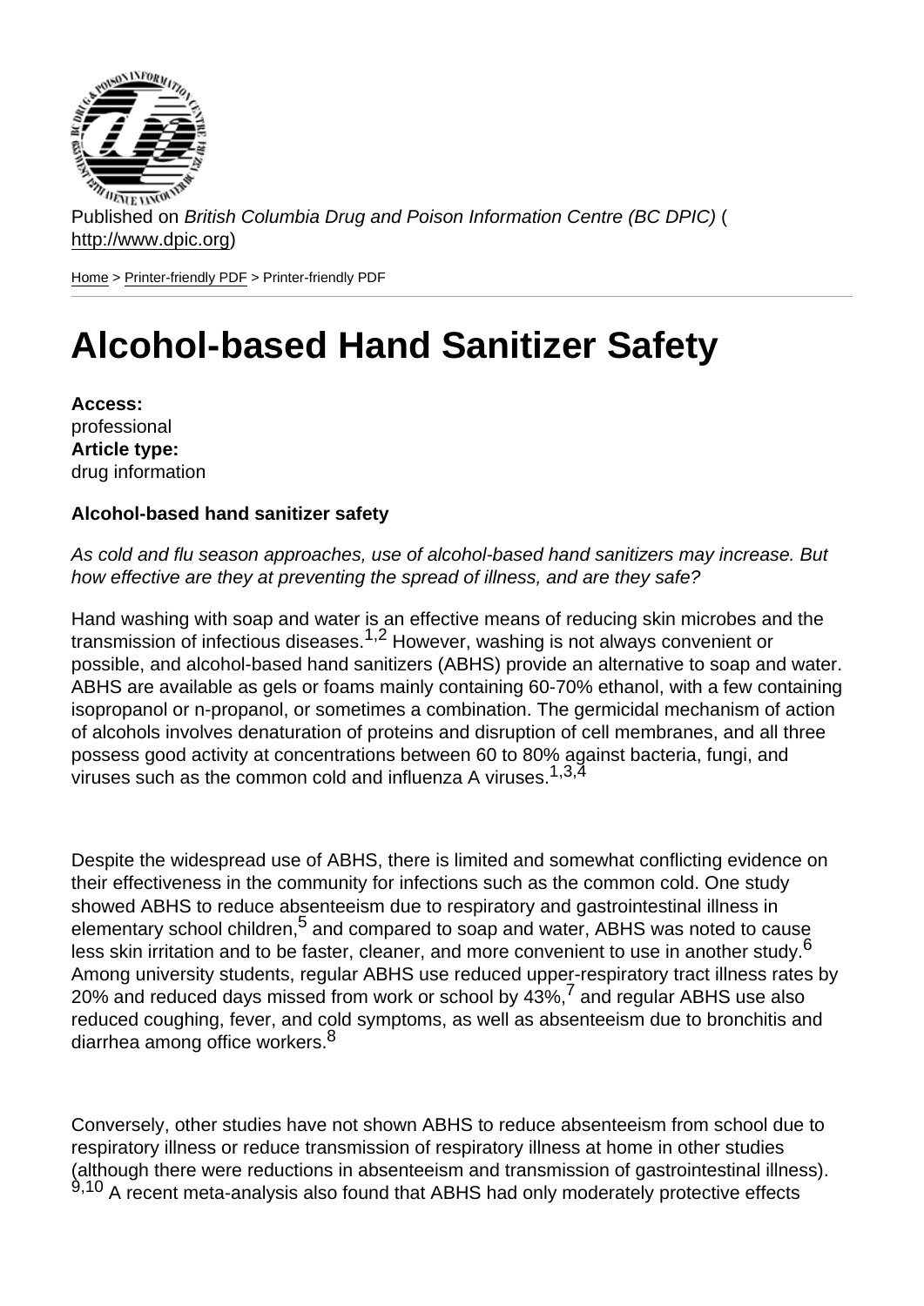Published on *British Columbia Drug and Poison Information Centre (BC DPIC)* (http://www.dpic.org)

Home > Printer-friendly PDF > Printer-friendly PDF

# Alcohol-based Hand Sanitizer Safety

**Access:**
professional
**Article type:**
drug information

**Alcohol-based hand sanitizer safety**

*As cold and flu season approaches, use of alcohol-based hand sanitizers may increase. But how effective are they at preventing the spread of illness, and are they safe?*

Hand washing with soap and water is an effective means of reducing skin microbes and the transmission of infectious diseases.[1,2] However, washing is not always convenient or possible, and alcohol-based hand sanitizers (ABHS) provide an alternative to soap and water. ABHS are available as gels or foams mainly containing 60-70% ethanol, with a few containing isopropanol or n-propanol, or sometimes a combination. The germicidal mechanism of action of alcohols involves denaturation of proteins and disruption of cell membranes, and all three possess good activity at concentrations between 60 to 80% against bacteria, fungi, and viruses such as the common cold and influenza A viruses.[1,3,4]

Despite the widespread use of ABHS, there is limited and somewhat conflicting evidence on their effectiveness in the community for infections such as the common cold. One study showed ABHS to reduce absenteeism due to respiratory and gastrointestinal illness in elementary school children,[5] and compared to soap and water, ABHS was noted to cause less skin irritation and to be faster, cleaner, and more convenient to use in another study.[6] Among university students, regular ABHS use reduced upper-respiratory tract illness rates by 20% and reduced days missed from work or school by 43%,[7] and regular ABHS use also reduced coughing, fever, and cold symptoms, as well as absenteeism due to bronchitis and diarrhea among office workers.[8]

Conversely, other studies have not shown ABHS to reduce absenteeism from school due to respiratory illness or reduce transmission of respiratory illness at home in other studies (although there were reductions in absenteeism and transmission of gastrointestinal illness).[9,10] A recent meta-analysis also found that ABHS had only moderately protective effects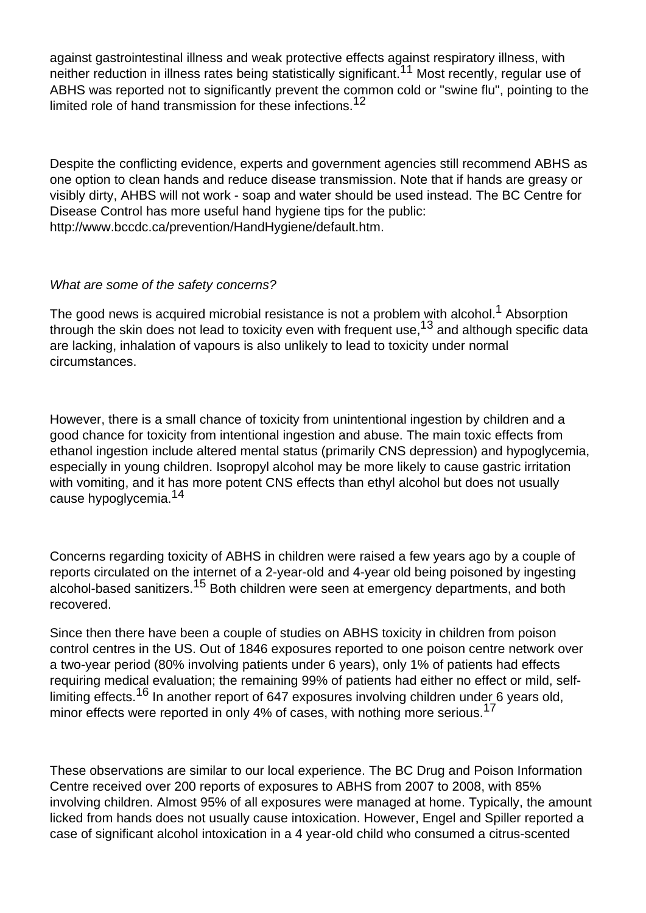against gastrointestinal illness and weak protective effects against respiratory illness, with neither reduction in illness rates being statistically significant.[11] Most recently, regular use of ABHS was reported not to significantly prevent the common cold or "swine flu", pointing to the limited role of hand transmission for these infections.[12]

Despite the conflicting evidence, experts and government agencies still recommend ABHS as one option to clean hands and reduce disease transmission. Note that if hands are greasy or visibly dirty, AHBS will not work - soap and water should be used instead. The BC Centre for Disease Control has more useful hand hygiene tips for the public: http://www.bccdc.ca/prevention/HandHygiene/default.htm.

*What are some of the safety concerns?*

The good news is acquired microbial resistance is not a problem with alcohol.[1] Absorption through the skin does not lead to toxicity even with frequent use,[13] and although specific data are lacking, inhalation of vapours is also unlikely to lead to toxicity under normal circumstances.

However, there is a small chance of toxicity from unintentional ingestion by children and a good chance for toxicity from intentional ingestion and abuse. The main toxic effects from ethanol ingestion include altered mental status (primarily CNS depression) and hypoglycemia, especially in young children. Isopropyl alcohol may be more likely to cause gastric irritation with vomiting, and it has more potent CNS effects than ethyl alcohol but does not usually cause hypoglycemia.[14]

Concerns regarding toxicity of ABHS in children were raised a few years ago by a couple of reports circulated on the internet of a 2-year-old and 4-year old being poisoned by ingesting alcohol-based sanitizers.[15] Both children were seen at emergency departments, and both recovered.

Since then there have been a couple of studies on ABHS toxicity in children from poison control centres in the US. Out of 1846 exposures reported to one poison centre network over a two-year period (80% involving patients under 6 years), only 1% of patients had effects requiring medical evaluation; the remaining 99% of patients had either no effect or mild, self-limiting effects.[16] In another report of 647 exposures involving children under 6 years old, minor effects were reported in only 4% of cases, with nothing more serious.[17]

These observations are similar to our local experience. The BC Drug and Poison Information Centre received over 200 reports of exposures to ABHS from 2007 to 2008, with 85% involving children. Almost 95% of all exposures were managed at home. Typically, the amount licked from hands does not usually cause intoxication. However, Engel and Spiller reported a case of significant alcohol intoxication in a 4 year-old child who consumed a citrus-scented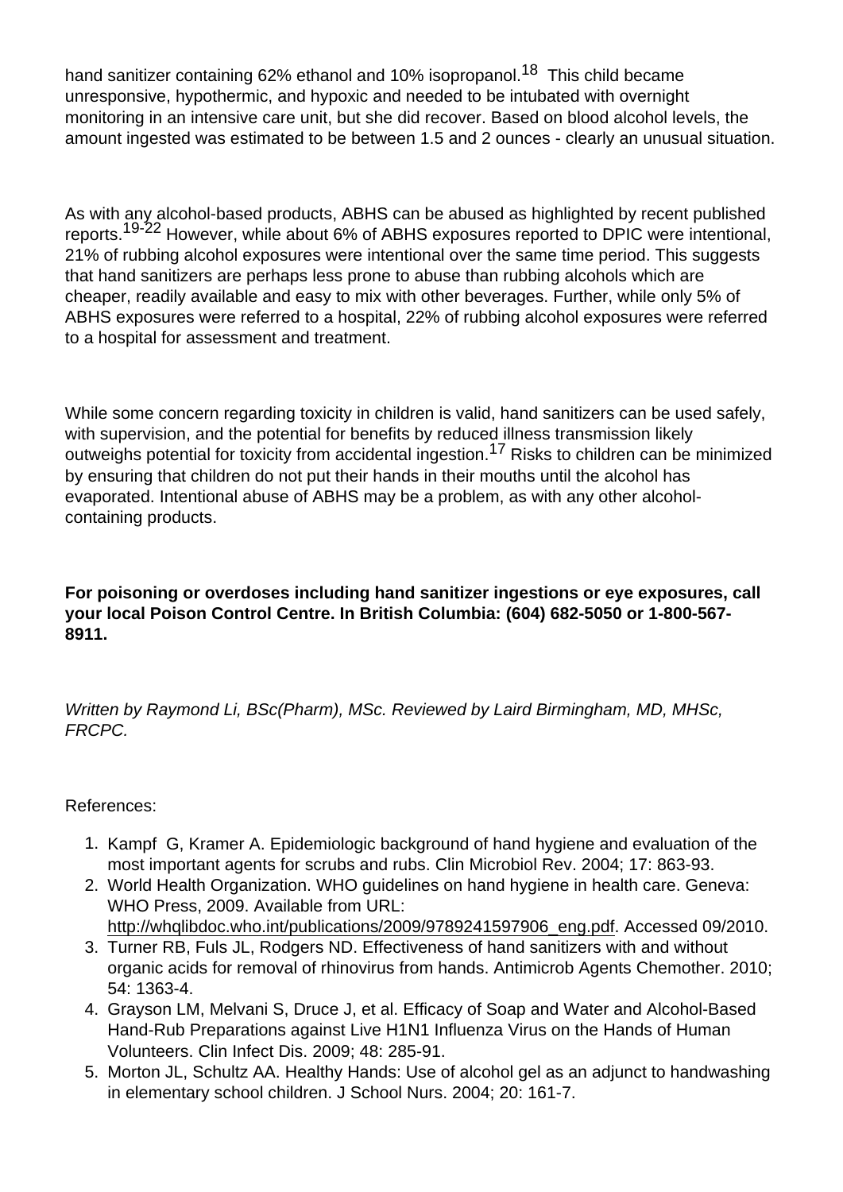hand sanitizer containing 62% ethanol and 10% isopropanol.[18] This child became unresponsive, hypothermic, and hypoxic and needed to be intubated with overnight monitoring in an intensive care unit, but she did recover. Based on blood alcohol levels, the amount ingested was estimated to be between 1.5 and 2 ounces - clearly an unusual situation.

As with any alcohol-based products, ABHS can be abused as highlighted by recent published reports.[19-22] However, while about 6% of ABHS exposures reported to DPIC were intentional, 21% of rubbing alcohol exposures were intentional over the same time period. This suggests that hand sanitizers are perhaps less prone to abuse than rubbing alcohols which are cheaper, readily available and easy to mix with other beverages. Further, while only 5% of ABHS exposures were referred to a hospital, 22% of rubbing alcohol exposures were referred to a hospital for assessment and treatment.

While some concern regarding toxicity in children is valid, hand sanitizers can be used safely, with supervision, and the potential for benefits by reduced illness transmission likely outweighs potential for toxicity from accidental ingestion.[17] Risks to children can be minimized by ensuring that children do not put their hands in their mouths until the alcohol has evaporated. Intentional abuse of ABHS may be a problem, as with any other alcohol-containing products.

**For poisoning or overdoses including hand sanitizer ingestions or eye exposures, call your local Poison Control Centre. In British Columbia: (604) 682-5050 or 1-800-567-8911.**

*Written by Raymond Li, BSc(Pharm), MSc. Reviewed by Laird Birmingham, MD, MHSc, FRCPC.*

References:

1. Kampf G, Kramer A. Epidemiologic background of hand hygiene and evaluation of the most important agents for scrubs and rubs. Clin Microbiol Rev. 2004; 17: 863-93.
2. World Health Organization. WHO guidelines on hand hygiene in health care. Geneva: WHO Press, 2009. Available from URL: http://whqlibdoc.who.int/publications/2009/9789241597906_eng.pdf. Accessed 09/2010.
3. Turner RB, Fuls JL, Rodgers ND. Effectiveness of hand sanitizers with and without organic acids for removal of rhinovirus from hands. Antimicrob Agents Chemother. 2010; 54: 1363-4.
4. Grayson LM, Melvani S, Druce J, et al. Efficacy of Soap and Water and Alcohol-Based Hand-Rub Preparations against Live H1N1 Influenza Virus on the Hands of Human Volunteers. Clin Infect Dis. 2009; 48: 285-91.
5. Morton JL, Schultz AA. Healthy Hands: Use of alcohol gel as an adjunct to handwashing in elementary school children. J School Nurs. 2004; 20: 161-7.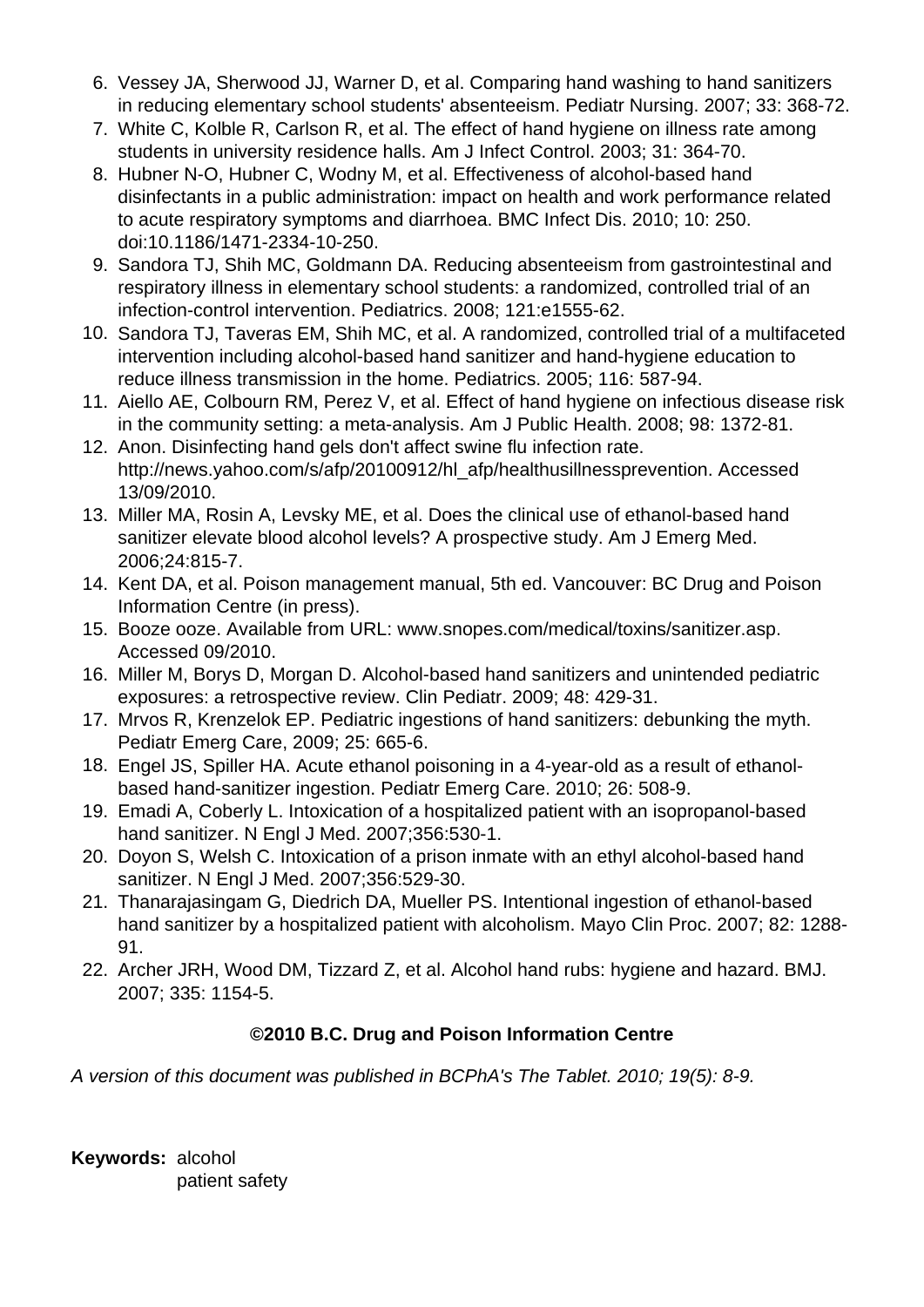6. Vessey JA, Sherwood JJ, Warner D, et al. Comparing hand washing to hand sanitizers in reducing elementary school students' absenteeism. Pediatr Nursing. 2007; 33: 368-72.
7. White C, Kolble R, Carlson R, et al. The effect of hand hygiene on illness rate among students in university residence halls. Am J Infect Control. 2003; 31: 364-70.
8. Hubner N-O, Hubner C, Wodny M, et al. Effectiveness of alcohol-based hand disinfectants in a public administration: impact on health and work performance related to acute respiratory symptoms and diarrhoea. BMC Infect Dis. 2010; 10: 250. doi:10.1186/1471-2334-10-250.
9. Sandora TJ, Shih MC, Goldmann DA. Reducing absenteeism from gastrointestinal and respiratory illness in elementary school students: a randomized, controlled trial of an infection-control intervention. Pediatrics. 2008; 121:e1555-62.
10. Sandora TJ, Taveras EM, Shih MC, et al. A randomized, controlled trial of a multifaceted intervention including alcohol-based hand sanitizer and hand-hygiene education to reduce illness transmission in the home. Pediatrics. 2005; 116: 587-94.
11. Aiello AE, Colbourn RM, Perez V, et al. Effect of hand hygiene on infectious disease risk in the community setting: a meta-analysis. Am J Public Health. 2008; 98: 1372-81.
12. Anon. Disinfecting hand gels don't affect swine flu infection rate. http://news.yahoo.com/s/afp/20100912/hl_afp/healthusillnessprevention. Accessed 13/09/2010.
13. Miller MA, Rosin A, Levsky ME, et al. Does the clinical use of ethanol-based hand sanitizer elevate blood alcohol levels? A prospective study. Am J Emerg Med. 2006;24:815-7.
14. Kent DA, et al. Poison management manual, 5th ed. Vancouver: BC Drug and Poison Information Centre (in press).
15. Booze ooze. Available from URL: www.snopes.com/medical/toxins/sanitizer.asp. Accessed 09/2010.
16. Miller M, Borys D, Morgan D. Alcohol-based hand sanitizers and unintended pediatric exposures: a retrospective review. Clin Pediatr. 2009; 48: 429-31.
17. Mrvos R, Krenzelok EP. Pediatric ingestions of hand sanitizers: debunking the myth. Pediatr Emerg Care, 2009; 25: 665-6.
18. Engel JS, Spiller HA. Acute ethanol poisoning in a 4-year-old as a result of ethanol-based hand-sanitizer ingestion. Pediatr Emerg Care. 2010; 26: 508-9.
19. Emadi A, Coberly L. Intoxication of a hospitalized patient with an isopropanol-based hand sanitizer. N Engl J Med. 2007;356:530-1.
20. Doyon S, Welsh C. Intoxication of a prison inmate with an ethyl alcohol-based hand sanitizer. N Engl J Med. 2007;356:529-30.
21. Thanarajasingam G, Diedrich DA, Mueller PS. Intentional ingestion of ethanol-based hand sanitizer by a hospitalized patient with alcoholism. Mayo Clin Proc. 2007; 82: 1288-91.
22. Archer JRH, Wood DM, Tizzard Z, et al. Alcohol hand rubs: hygiene and hazard. BMJ. 2007; 335: 1154-5.

**©2010 B.C. Drug and Poison Information Centre**

*A version of this document was published in BCPhA's The Tablet. 2010; 19(5): 8-9.*

**Keywords:** alcohol
patient safety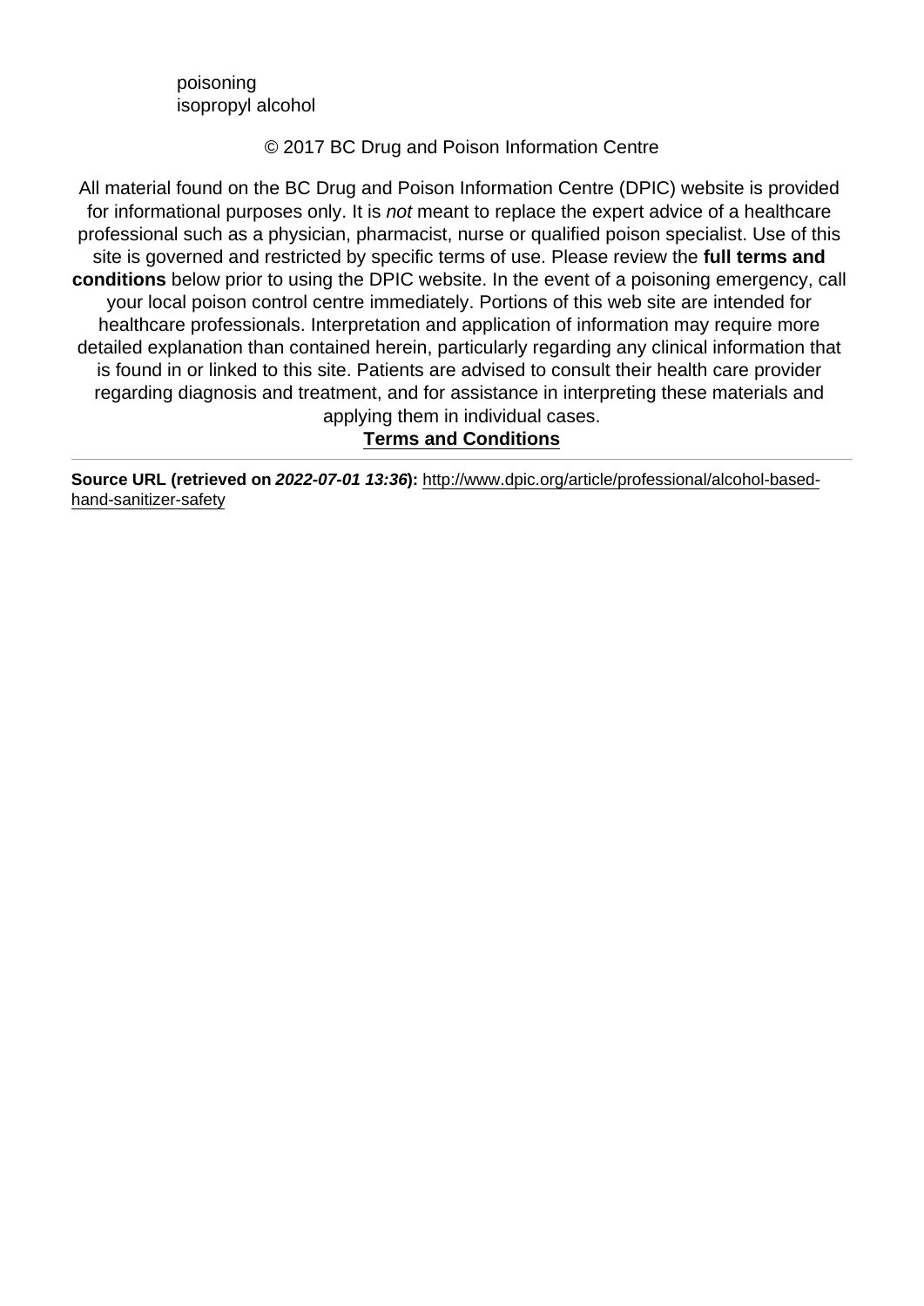poisoning
isopropyl alcohol

© 2017 BC Drug and Poison Information Centre

All material found on the BC Drug and Poison Information Centre (DPIC) website is provided for informational purposes only. It is *not* meant to replace the expert advice of a healthcare professional such as a physician, pharmacist, nurse or qualified poison specialist. Use of this site is governed and restricted by specific terms of use. Please review the **full terms and conditions** below prior to using the DPIC website. In the event of a poisoning emergency, call your local poison control centre immediately. Portions of this web site are intended for healthcare professionals. Interpretation and application of information may require more detailed explanation than contained herein, particularly regarding any clinical information that is found in or linked to this site. Patients are advised to consult their health care provider regarding diagnosis and treatment, and for assistance in interpreting these materials and applying them in individual cases.

**Terms and Conditions**

---

**Source URL (retrieved on *2022-07-01 13:36*):** http://www.dpic.org/article/professional/alcohol-based-hand-sanitizer-safety